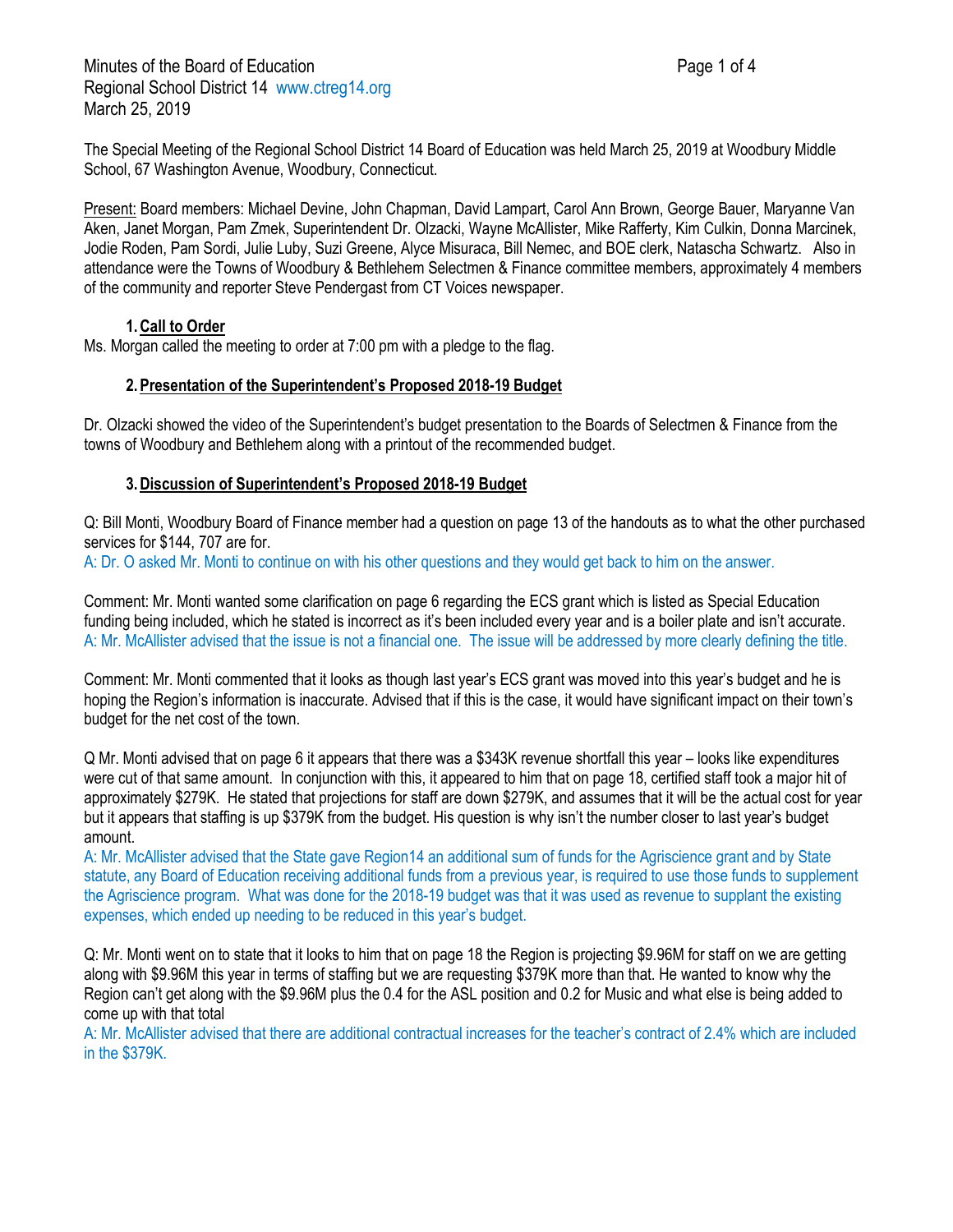Minutes of the Board of Education
Regional School District 14 www.ctreg14.org
March 25, 2019

The Special Meeting of the Regional School District 14 Board of Education was held March 25, 2019 at Woodbury Middle School, 67 Washington Avenue, Woodbury, Connecticut.

Present: Board members: Michael Devine, John Chapman, David Lampart, Carol Ann Brown, George Bauer, Maryanne Van Aken, Janet Morgan, Pam Zmek, Superintendent Dr. Olzacki, Wayne McAllister, Mike Rafferty, Kim Culkin, Donna Marcinek, Jodie Roden, Pam Sordi, Julie Luby, Suzi Greene, Alyce Misuraca, Bill Nemec, and BOE clerk, Natascha Schwartz. Also in attendance were the Towns of Woodbury & Bethlehem Selectmen & Finance committee members, approximately 4 members of the community and reporter Steve Pendergast from CT Voices newspaper.

1. **Call to Order**

Ms. Morgan called the meeting to order at 7:00 pm with a pledge to the flag.

2. **Presentation of the Superintendent's Proposed 2018-19 Budget**

Dr. Olzacki showed the video of the Superintendent's budget presentation to the Boards of Selectmen & Finance from the towns of Woodbury and Bethlehem along with a printout of the recommended budget.

3. **Discussion of Superintendent's Proposed 2018-19 Budget**

Q: Bill Monti, Woodbury Board of Finance member had a question on page 13 of the handouts as to what the other purchased services for $144, 707 are for.
A: Dr. O asked Mr. Monti to continue on with his other questions and they would get back to him on the answer.

Comment: Mr. Monti wanted some clarification on page 6 regarding the ECS grant which is listed as Special Education funding being included, which he stated is incorrect as it's been included every year and is a boiler plate and isn't accurate.
A: Mr. McAllister advised that the issue is not a financial one. The issue will be addressed by more clearly defining the title.

Comment: Mr. Monti commented that it looks as though last year's ECS grant was moved into this year's budget and he is hoping the Region's information is inaccurate. Advised that if this is the case, it would have significant impact on their town's budget for the net cost of the town.

Q Mr. Monti advised that on page 6 it appears that there was a $343K revenue shortfall this year – looks like expenditures were cut of that same amount. In conjunction with this, it appeared to him that on page 18, certified staff took a major hit of approximately $279K. He stated that projections for staff are down $279K, and assumes that it will be the actual cost for year but it appears that staffing is up $379K from the budget. His question is why isn't the number closer to last year's budget amount.
A: Mr. McAllister advised that the State gave Region14 an additional sum of funds for the Agriscience grant and by State statute, any Board of Education receiving additional funds from a previous year, is required to use those funds to supplement the Agriscience program. What was done for the 2018-19 budget was that it was used as revenue to supplant the existing expenses, which ended up needing to be reduced in this year's budget.

Q: Mr. Monti went on to state that it looks to him that on page 18 the Region is projecting $9.96M for staff on we are getting along with $9.96M this year in terms of staffing but we are requesting $379K more than that. He wanted to know why the Region can't get along with the $9.96M plus the 0.4 for the ASL position and 0.2 for Music and what else is being added to come up with that total
A: Mr. McAllister advised that there are additional contractual increases for the teacher's contract of 2.4% which are included in the $379K.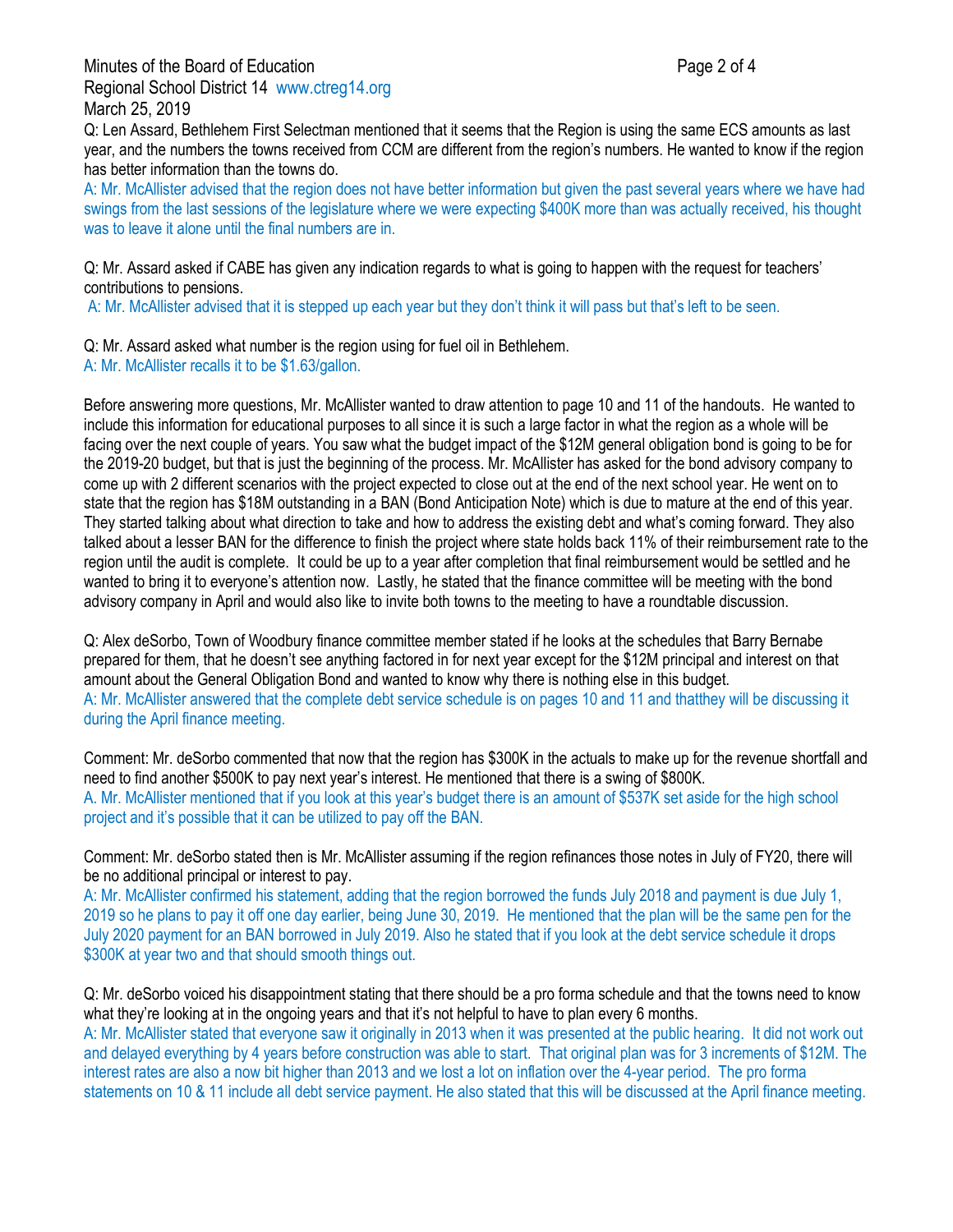Q: Len Assard, Bethlehem First Selectman mentioned that it seems that the Region is using the same ECS amounts as last year, and the numbers the towns received from CCM are different from the region's numbers. He wanted to know if the region has better information than the towns do.

A: Mr. McAllister advised that the region does not have better information but given the past several years where we have had swings from the last sessions of the legislature where we were expecting $400K more than was actually received, his thought was to leave it alone until the final numbers are in.

Q: Mr. Assard asked if CABE has given any indication regards to what is going to happen with the request for teachers' contributions to pensions.

A: Mr. McAllister advised that it is stepped up each year but they don't think it will pass but that's left to be seen.

Q: Mr. Assard asked what number is the region using for fuel oil in Bethlehem.

A: Mr. McAllister recalls it to be $1.63/gallon.

Before answering more questions, Mr. McAllister wanted to draw attention to page 10 and 11 of the handouts. He wanted to include this information for educational purposes to all since it is such a large factor in what the region as a whole will be facing over the next couple of years. You saw what the budget impact of the $12M general obligation bond is going to be for the 2019-20 budget, but that is just the beginning of the process. Mr. McAllister has asked for the bond advisory company to come up with 2 different scenarios with the project expected to close out at the end of the next school year. He went on to state that the region has $18M outstanding in a BAN (Bond Anticipation Note) which is due to mature at the end of this year. They started talking about what direction to take and how to address the existing debt and what's coming forward. They also talked about a lesser BAN for the difference to finish the project where state holds back 11% of their reimbursement rate to the region until the audit is complete. It could be up to a year after completion that final reimbursement would be settled and he wanted to bring it to everyone's attention now. Lastly, he stated that the finance committee will be meeting with the bond advisory company in April and would also like to invite both towns to the meeting to have a roundtable discussion.

Q: Alex deSorbo, Town of Woodbury finance committee member stated if he looks at the schedules that Barry Bernabe prepared for them, that he doesn't see anything factored in for next year except for the $12M principal and interest on that amount about the General Obligation Bond and wanted to know why there is nothing else in this budget.

A: Mr. McAllister answered that the complete debt service schedule is on pages 10 and 11 and thatthey will be discussing it during the April finance meeting.

Comment: Mr. deSorbo commented that now that the region has $300K in the actuals to make up for the revenue shortfall and need to find another $500K to pay next year's interest. He mentioned that there is a swing of $800K.

A. Mr. McAllister mentioned that if you look at this year's budget there is an amount of $537K set aside for the high school project and it's possible that it can be utilized to pay off the BAN.

Comment: Mr. deSorbo stated then is Mr. McAllister assuming if the region refinances those notes in July of FY20, there will be no additional principal or interest to pay.

A: Mr. McAllister confirmed his statement, adding that the region borrowed the funds July 2018 and payment is due July 1, 2019 so he plans to pay it off one day earlier, being June 30, 2019. He mentioned that the plan will be the same pen for the July 2020 payment for an BAN borrowed in July 2019. Also he stated that if you look at the debt service schedule it drops $300K at year two and that should smooth things out.

Q: Mr. deSorbo voiced his disappointment stating that there should be a pro forma schedule and that the towns need to know what they're looking at in the ongoing years and that it's not helpful to have to plan every 6 months.

A: Mr. McAllister stated that everyone saw it originally in 2013 when it was presented at the public hearing. It did not work out and delayed everything by 4 years before construction was able to start. That original plan was for 3 increments of $12M. The interest rates are also a now bit higher than 2013 and we lost a lot on inflation over the 4-year period. The pro forma statements on 10 & 11 include all debt service payment. He also stated that this will be discussed at the April finance meeting.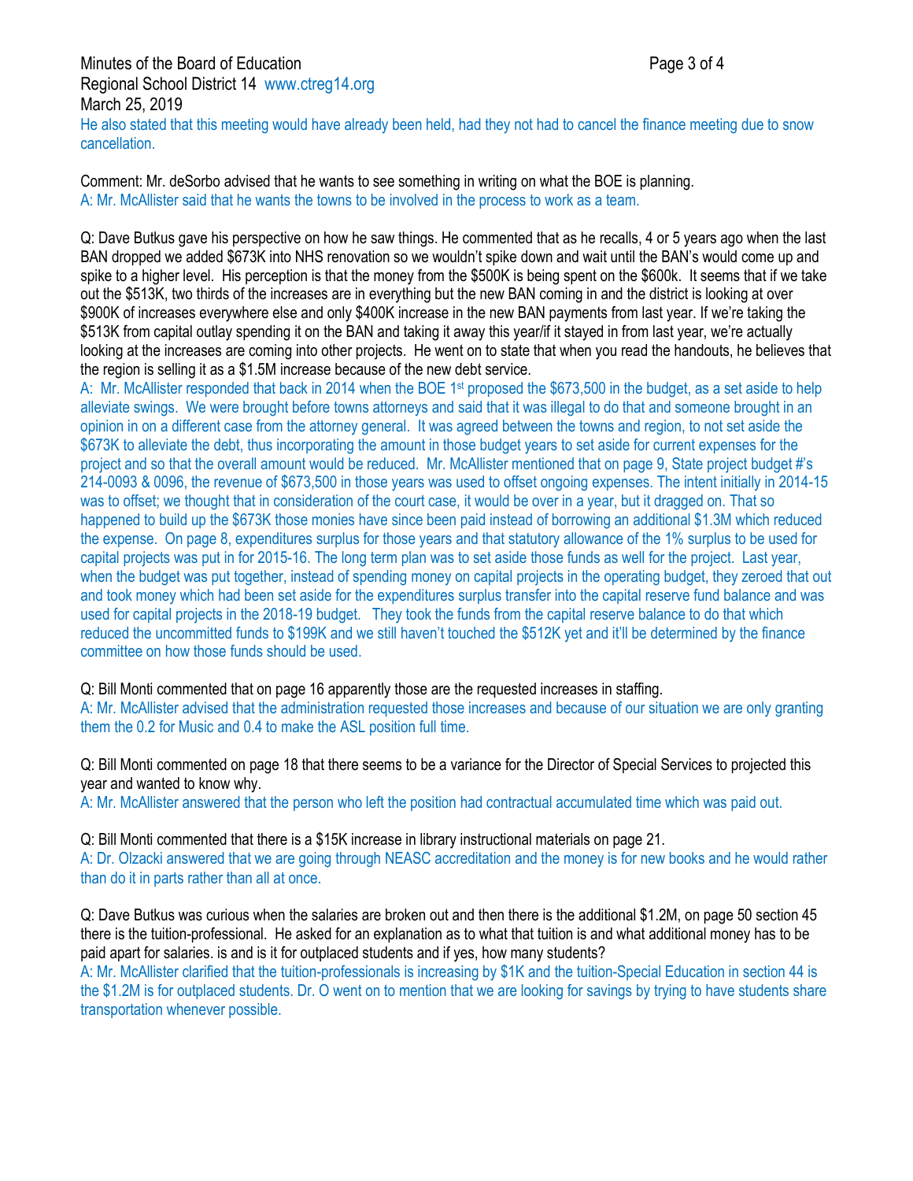He also stated that this meeting would have already been held, had they not had to cancel the finance meeting due to snow cancellation.

Comment: Mr. deSorbo advised that he wants to see something in writing on what the BOE is planning.
A: Mr. McAllister said that he wants the towns to be involved in the process to work as a team.

Q: Dave Butkus gave his perspective on how he saw things. He commented that as he recalls, 4 or 5 years ago when the last BAN dropped we added $673K into NHS renovation so we wouldn't spike down and wait until the BAN's would come up and spike to a higher level. His perception is that the money from the $500K is being spent on the $600k. It seems that if we take out the $513K, two thirds of the increases are in everything but the new BAN coming in and the district is looking at over $900K of increases everywhere else and only $400K increase in the new BAN payments from last year. If we're taking the $513K from capital outlay spending it on the BAN and taking it away this year/if it stayed in from last year, we're actually looking at the increases are coming into other projects. He went on to state that when you read the handouts, he believes that the region is selling it as a $1.5M increase because of the new debt service.
A: Mr. McAllister responded that back in 2014 when the BOE 1st proposed the $673,500 in the budget, as a set aside to help alleviate swings. We were brought before towns attorneys and said that it was illegal to do that and someone brought in an opinion in on a different case from the attorney general. It was agreed between the towns and region, to not set aside the $673K to alleviate the debt, thus incorporating the amount in those budget years to set aside for current expenses for the project and so that the overall amount would be reduced. Mr. McAllister mentioned that on page 9, State project budget #'s 214-0093 & 0096, the revenue of $673,500 in those years was used to offset ongoing expenses. The intent initially in 2014-15 was to offset; we thought that in consideration of the court case, it would be over in a year, but it dragged on. That so happened to build up the $673K those monies have since been paid instead of borrowing an additional $1.3M which reduced the expense. On page 8, expenditures surplus for those years and that statutory allowance of the 1% surplus to be used for capital projects was put in for 2015-16. The long term plan was to set aside those funds as well for the project. Last year, when the budget was put together, instead of spending money on capital projects in the operating budget, they zeroed that out and took money which had been set aside for the expenditures surplus transfer into the capital reserve fund balance and was used for capital projects in the 2018-19 budget. They took the funds from the capital reserve balance to do that which reduced the uncommitted funds to $199K and we still haven't touched the $512K yet and it'll be determined by the finance committee on how those funds should be used.

Q: Bill Monti commented that on page 16 apparently those are the requested increases in staffing.
A: Mr. McAllister advised that the administration requested those increases and because of our situation we are only granting them the 0.2 for Music and 0.4 to make the ASL position full time.

Q: Bill Monti commented on page 18 that there seems to be a variance for the Director of Special Services to projected this year and wanted to know why.
A: Mr. McAllister answered that the person who left the position had contractual accumulated time which was paid out.

Q: Bill Monti commented that there is a $15K increase in library instructional materials on page 21.
A: Dr. Olzacki answered that we are going through NEASC accreditation and the money is for new books and he would rather than do it in parts rather than all at once.

Q: Dave Butkus was curious when the salaries are broken out and then there is the additional $1.2M, on page 50 section 45 there is the tuition-professional. He asked for an explanation as to what that tuition is and what additional money has to be paid apart for salaries. is and is it for outplaced students and if yes, how many students?
A: Mr. McAllister clarified that the tuition-professionals is increasing by $1K and the tuition-Special Education in section 44 is the $1.2M is for outplaced students. Dr. O went on to mention that we are looking for savings by trying to have students share transportation whenever possible.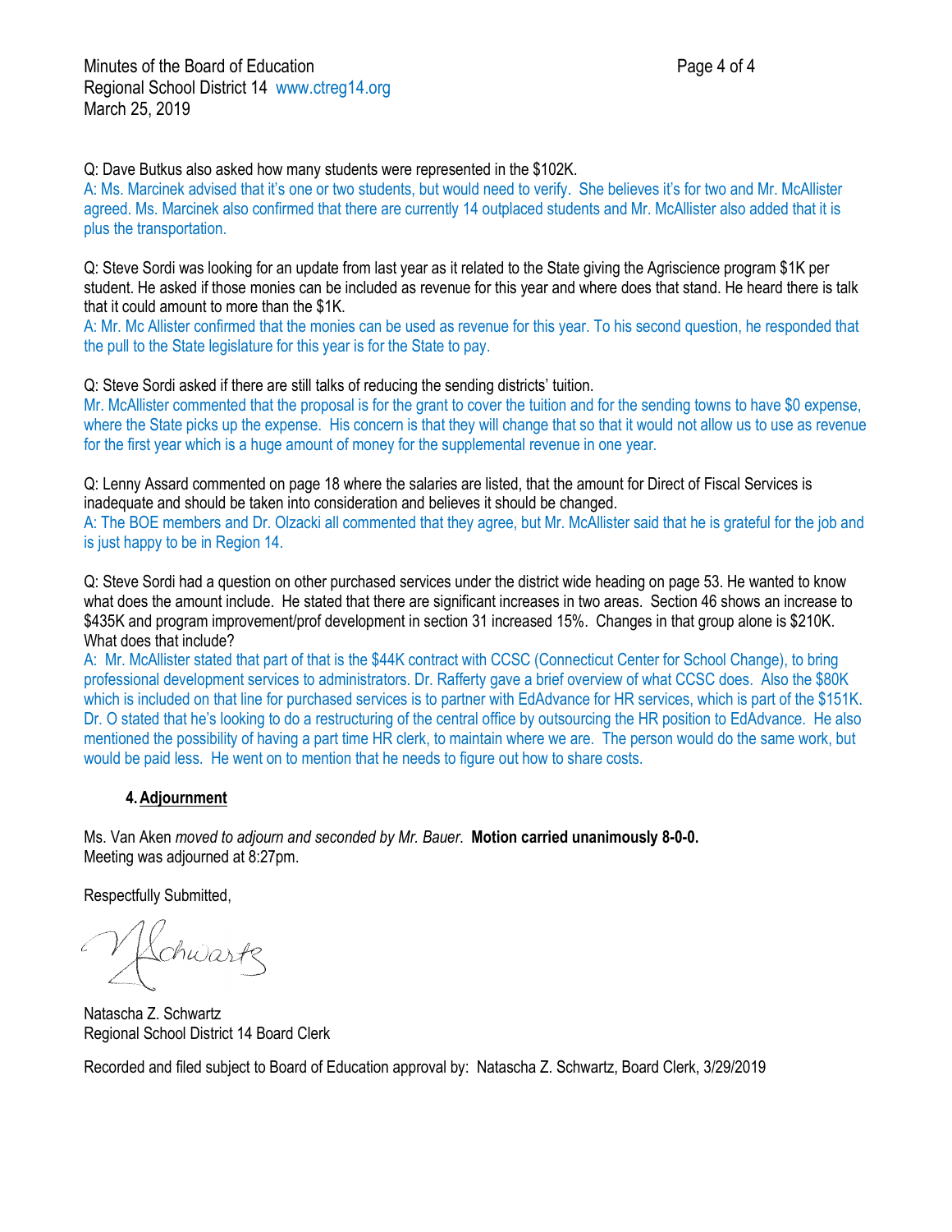Q: Dave Butkus also asked how many students were represented in the $102K.
A: Ms. Marcinek advised that it's one or two students, but would need to verify. She believes it's for two and Mr. McAllister agreed. Ms. Marcinek also confirmed that there are currently 14 outplaced students and Mr. McAllister also added that it is plus the transportation.

Q: Steve Sordi was looking for an update from last year as it related to the State giving the Agriscience program $1K per student. He asked if those monies can be included as revenue for this year and where does that stand. He heard there is talk that it could amount to more than the $1K.
A: Mr. Mc Allister confirmed that the monies can be used as revenue for this year. To his second question, he responded that the pull to the State legislature for this year is for the State to pay.

Q: Steve Sordi asked if there are still talks of reducing the sending districts' tuition.
Mr. McAllister commented that the proposal is for the grant to cover the tuition and for the sending towns to have $0 expense, where the State picks up the expense. His concern is that they will change that so that it would not allow us to use as revenue for the first year which is a huge amount of money for the supplemental revenue in one year.

Q: Lenny Assard commented on page 18 where the salaries are listed, that the amount for Direct of Fiscal Services is inadequate and should be taken into consideration and believes it should be changed.
A: The BOE members and Dr. Olzacki all commented that they agree, but Mr. McAllister said that he is grateful for the job and is just happy to be in Region 14.

Q: Steve Sordi had a question on other purchased services under the district wide heading on page 53. He wanted to know what does the amount include. He stated that there are significant increases in two areas. Section 46 shows an increase to $435K and program improvement/prof development in section 31 increased 15%. Changes in that group alone is $210K. What does that include?
A: Mr. McAllister stated that part of that is the $44K contract with CCSC (Connecticut Center for School Change), to bring professional development services to administrators. Dr. Rafferty gave a brief overview of what CCSC does. Also the $80K which is included on that line for purchased services is to partner with EdAdvance for HR services, which is part of the $151K. Dr. O stated that he's looking to do a restructuring of the central office by outsourcing the HR position to EdAdvance. He also mentioned the possibility of having a part time HR clerk, to maintain where we are. The person would do the same work, but would be paid less. He went on to mention that he needs to figure out how to share costs.

**4. Adjournment**

Ms. Van Aken *moved to adjourn and seconded by Mr. Bauer.* **Motion carried unanimously 8-0-0.**
Meeting was adjourned at 8:27pm.

Respectfully Submitted,

Natascha Z. Schwartz
Regional School District 14 Board Clerk

Recorded and filed subject to Board of Education approval by: Natascha Z. Schwartz, Board Clerk, 3/29/2019